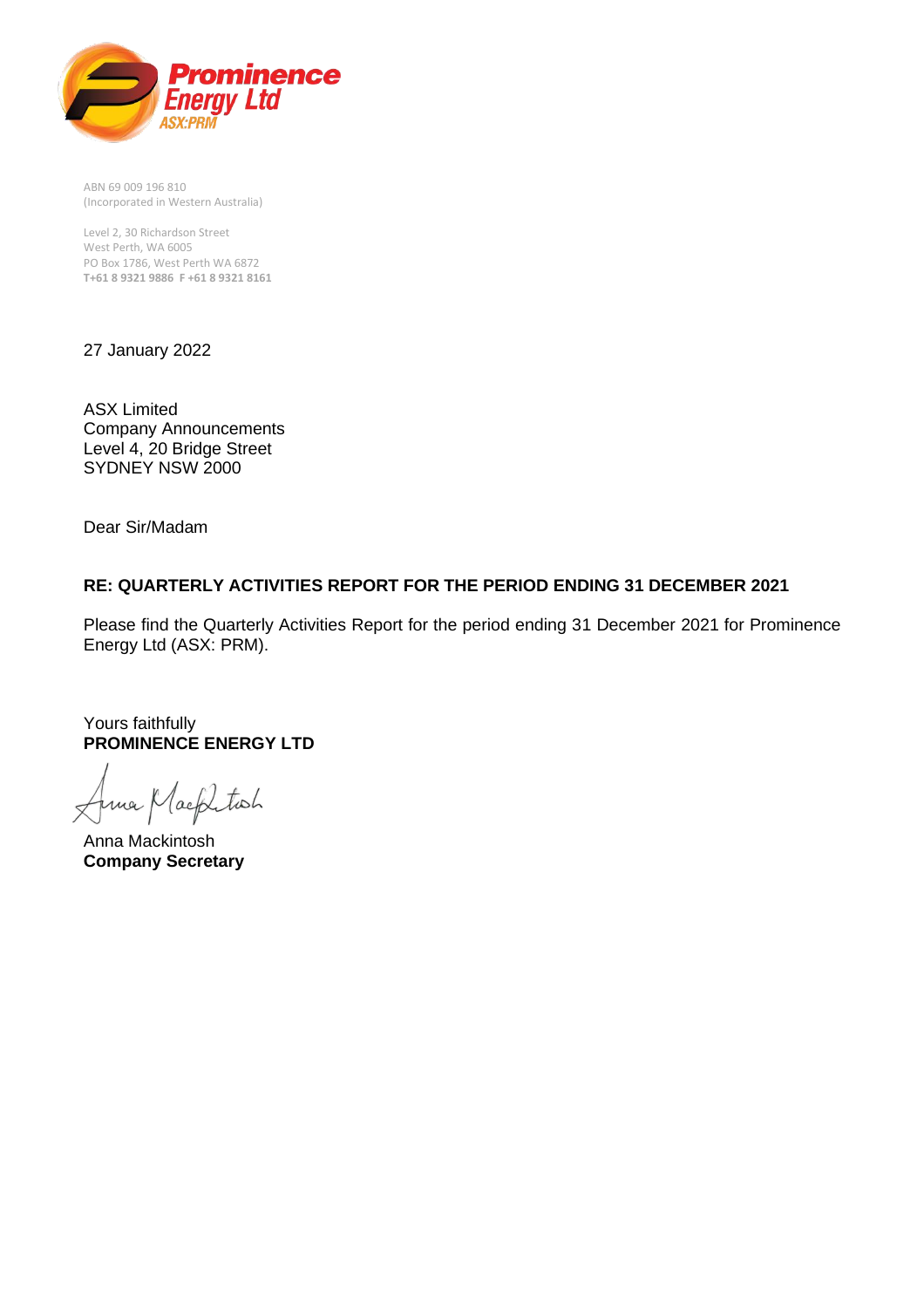Prominence Energy Ltd
ASX:PRM

ABN 69 009 196 810
(Incorporated in Western Australia)

Level 2, 30 Richardson Street
West Perth, WA 6005
PO Box 1786, West Perth WA 6872
**T+61 8 9321 9886 F +61 8 9321 8161**

27 January 2022

ASX Limited
Company Announcements
Level 4, 20 Bridge Street
SYDNEY NSW 2000

Dear Sir/Madam

**RE: QUARTERLY ACTIVITIES REPORT FOR THE PERIOD ENDING 31 DECEMBER 2021**

Please find the Quarterly Activities Report for the period ending 31 December 2021 for Prominence Energy Ltd (ASX: PRM).

Yours faithfully
**PROMINENCE ENERGY LTD**

Anna Mackintosh
**Company Secretary**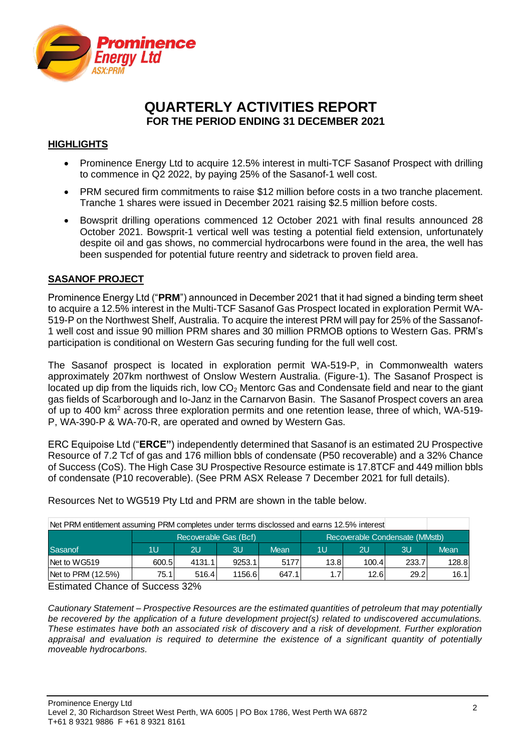# QUARTERLY ACTIVITIES REPORT
## FOR THE PERIOD ENDING 31 DECEMBER 2021

### HIGHLIGHTS

- Prominence Energy Ltd to acquire 12.5% interest in multi-TCF Sasanof Prospect with drilling to commence in Q2 2022, by paying 25% of the Sasanof-1 well cost.
- PRM secured firm commitments to raise $12 million before costs in a two tranche placement. Tranche 1 shares were issued in December 2021 raising $2.5 million before costs.
- Bowsprit drilling operations commenced 12 October 2021 with final results announced 28 October 2021. Bowsprit-1 vertical well was testing a potential field extension, unfortunately despite oil and gas shows, no commercial hydrocarbons were found in the area, the well has been suspended for potential future reentry and sidetrack to proven field area.

### SASANOF PROJECT

Prominence Energy Ltd ("**PRM**") announced in December 2021 that it had signed a binding term sheet to acquire a 12.5% interest in the Multi-TCF Sasanof Gas Prospect located in exploration Permit WA-519-P on the Northwest Shelf, Australia. To acquire the interest PRM will pay for 25% of the Sassanof-1 well cost and issue 90 million PRM shares and 30 million PRMOB options to Western Gas. PRM's participation is conditional on Western Gas securing funding for the full well cost.

The Sasanof prospect is located in exploration permit WA-519-P, in Commonwealth waters approximately 207km northwest of Onslow Western Australia. (Figure-1). The Sasanof Prospect is located up dip from the liquids rich, low $CO_2$ Mentorc Gas and Condensate field and near to the giant gas fields of Scarborough and Io-Janz in the Carnarvon Basin. The Sasanof Prospect covers an area of up to 400 km$^2$ across three exploration permits and one retention lease, three of which, WA-519-P, WA-390-P & WA-70-R, are operated and owned by Western Gas.

ERC Equipoise Ltd ("**ERCE"**) independently determined that Sasanof is an estimated 2U Prospective Resource of 7.2 Tcf of gas and 176 million bbls of condensate (P50 recoverable) and a 32% Chance of Success (CoS). The High Case 3U Prospective Resource estimate is 17.8TCF and 449 million bbls of condensate (P10 recoverable). (See PRM ASX Release 7 December 2021 for full details).

Resources Net to WG519 Pty Ltd and PRM are shown in the table below.

| Net PRM entitlement assuming PRM completes under terms disclosed and earns 12.5% interest | | | | | | | | |
|---|---|---|---|---|---|---|---|---|
| | Recoverable Gas (Bcf) | | | | Recoverable Condensate (MMstb) | | | |
| Sasanof | 1U | 2U | 3U | Mean | 1U | 2U | 3U | Mean |
| Net to WG519 | 600.5 | 4131.1 | 9253.1 | 5177 | 13.8 | 100.4 | 233.7 | 128.8 |
| Net to PRM (12.5%) | 75.1 | 516.4 | 1156.6 | 647.1 | 1.7 | 12.6 | 29.2 | 16.1 |

Estimated Chance of Success 32%

*Cautionary Statement – Prospective Resources are the estimated quantities of petroleum that may potentially be recovered by the application of a future development project(s) related to undiscovered accumulations. These estimates have both an associated risk of discovery and a risk of development. Further exploration appraisal and evaluation is required to determine the existence of a significant quantity of potentially moveable hydrocarbons.*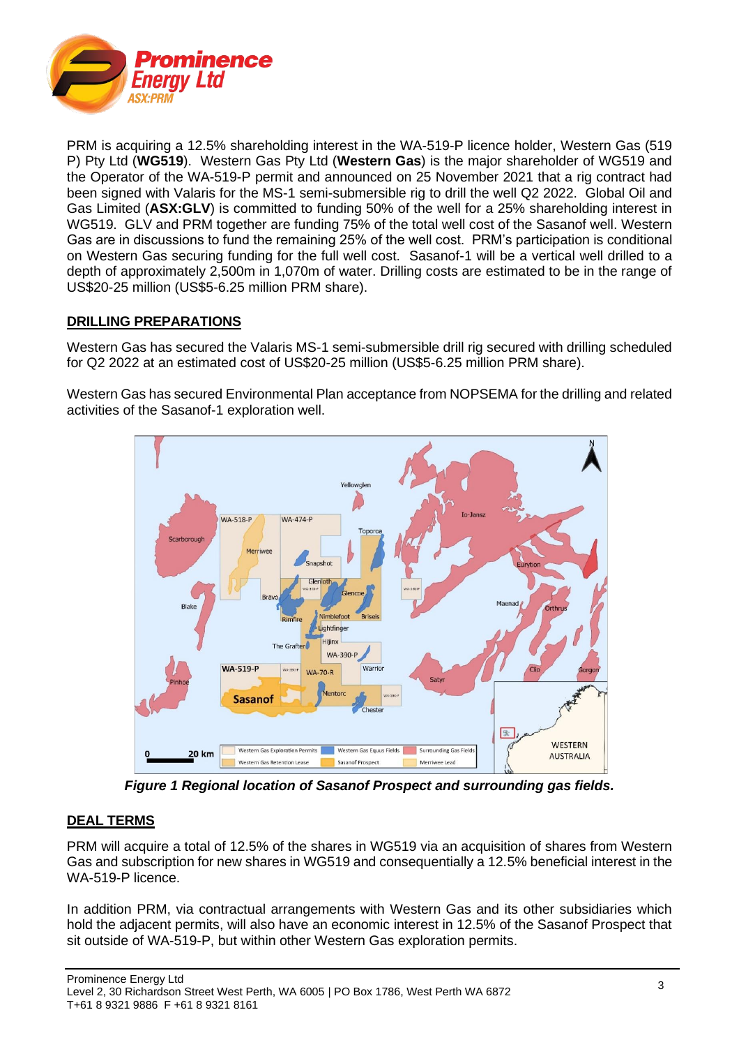PRM is acquiring a 12.5% shareholding interest in the WA-519-P licence holder, Western Gas (519 P) Pty Ltd (**WG519**). Western Gas Pty Ltd (**Western Gas**) is the major shareholder of WG519 and the Operator of the WA-519-P permit and announced on 25 November 2021 that a rig contract had been signed with Valaris for the MS-1 semi-submersible rig to drill the well Q2 2022. Global Oil and Gas Limited (**ASX:GLV**) is committed to funding 50% of the well for a 25% shareholding interest in WG519. GLV and PRM together are funding 75% of the total well cost of the Sasanof well. Western Gas are in discussions to fund the remaining 25% of the well cost. PRM's participation is conditional on Western Gas securing funding for the full well cost. Sasanof-1 will be a vertical well drilled to a depth of approximately 2,500m in 1,070m of water. Drilling costs are estimated to be in the range of US$20-25 million (US$5-6.25 million PRM share).

## DRILLING PREPARATIONS

Western Gas has secured the Valaris MS-1 semi-submersible drill rig secured with drilling scheduled for Q2 2022 at an estimated cost of US$20-25 million (US$5-6.25 million PRM share).

Western Gas has secured Environmental Plan acceptance from NOPSEMA for the drilling and related activities of the Sasanof-1 exploration well.

*Figure 1 Regional location of Sasanof Prospect and surrounding gas fields.*

## DEAL TERMS

PRM will acquire a total of 12.5% of the shares in WG519 via an acquisition of shares from Western Gas and subscription for new shares in WG519 and consequentially a 12.5% beneficial interest in the WA-519-P licence.

In addition PRM, via contractual arrangements with Western Gas and its other subsidiaries which hold the adjacent permits, will also have an economic interest in 12.5% of the Sasanof Prospect that sit outside of WA-519-P, but within other Western Gas exploration permits.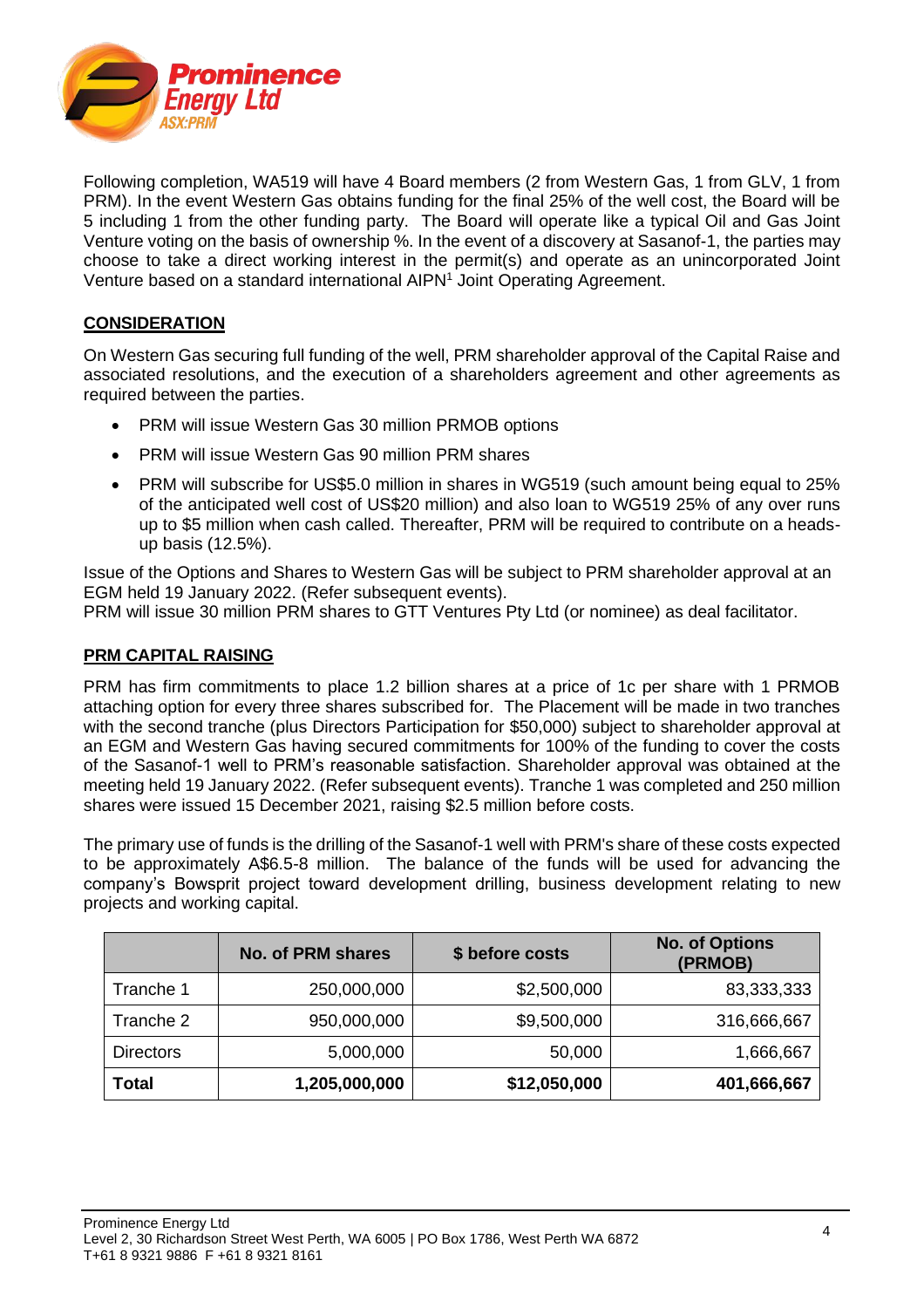Following completion, WA519 will have 4 Board members (2 from Western Gas, 1 from GLV, 1 from PRM). In the event Western Gas obtains funding for the final 25% of the well cost, the Board will be 5 including 1 from the other funding party. The Board will operate like a typical Oil and Gas Joint Venture voting on the basis of ownership %. In the event of a discovery at Sasanof-1, the parties may choose to take a direct working interest in the permit(s) and operate as an unincorporated Joint Venture based on a standard international AIPN[1] Joint Operating Agreement.

## CONSIDERATION

On Western Gas securing full funding of the well, PRM shareholder approval of the Capital Raise and associated resolutions, and the execution of a shareholders agreement and other agreements as required between the parties.

- PRM will issue Western Gas 30 million PRMOB options
- PRM will issue Western Gas 90 million PRM shares
- PRM will subscribe for US$5.0 million in shares in WG519 (such amount being equal to 25% of the anticipated well cost of US$20 million) and also loan to WG519 25% of any over runs up to $5 million when cash called. Thereafter, PRM will be required to contribute on a heads-up basis (12.5%).

Issue of the Options and Shares to Western Gas will be subject to PRM shareholder approval at an EGM held 19 January 2022. (Refer subsequent events).
PRM will issue 30 million PRM shares to GTT Ventures Pty Ltd (or nominee) as deal facilitator.

## PRM CAPITAL RAISING

PRM has firm commitments to place 1.2 billion shares at a price of 1c per share with 1 PRMOB attaching option for every three shares subscribed for. The Placement will be made in two tranches with the second tranche (plus Directors Participation for $50,000) subject to shareholder approval at an EGM and Western Gas having secured commitments for 100% of the funding to cover the costs of the Sasanof-1 well to PRM's reasonable satisfaction. Shareholder approval was obtained at the meeting held 19 January 2022. (Refer subsequent events). Tranche 1 was completed and 250 million shares were issued 15 December 2021, raising $2.5 million before costs.

The primary use of funds is the drilling of the Sasanof-1 well with PRM's share of these costs expected to be approximately A$6.5-8 million. The balance of the funds will be used for advancing the company's Bowsprit project toward development drilling, business development relating to new projects and working capital.

| | No. of PRM shares | $ before costs | No. of Options (PRMOB) |
|---|---:|---:|---:|
| Tranche 1 | 250,000,000 | $2,500,000 | 83,333,333 |
| Tranche 2 | 950,000,000 | $9,500,000 | 316,666,667 |
| Directors | 5,000,000 | 50,000 | 1,666,667 |
| **Total** | **1,205,000,000** | **$12,050,000** | **401,666,667** |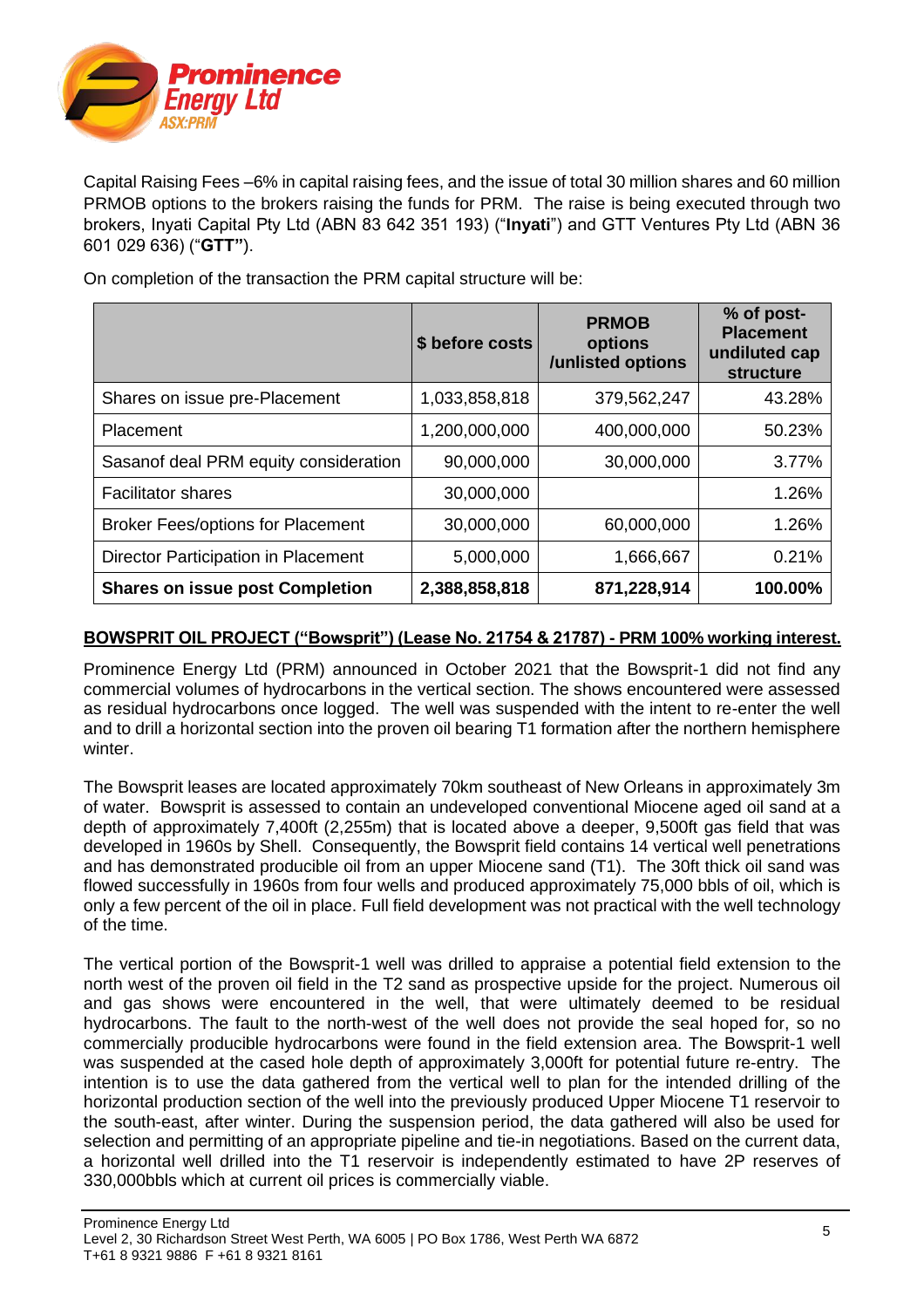Capital Raising Fees –6% in capital raising fees, and the issue of total 30 million shares and 60 million PRMOB options to the brokers raising the funds for PRM. The raise is being executed through two brokers, Inyati Capital Pty Ltd (ABN 83 642 351 193) ("**Inyati**") and GTT Ventures Pty Ltd (ABN 36 601 029 636) ("**GTT**").

On completion of the transaction the PRM capital structure will be:

| | $ before costs | PRMOB options /unlisted options | % of post-Placement undiluted cap structure |
|---|---|---|---|
| Shares on issue pre-Placement | 1,033,858,818 | 379,562,247 | 43.28% |
| Placement | 1,200,000,000 | 400,000,000 | 50.23% |
| Sasanof deal PRM equity consideration | 90,000,000 | 30,000,000 | 3.77% |
| Facilitator shares | 30,000,000 | | 1.26% |
| Broker Fees/options for Placement | 30,000,000 | 60,000,000 | 1.26% |
| Director Participation in Placement | 5,000,000 | 1,666,667 | 0.21% |
| **Shares on issue post Completion** | **2,388,858,818** | **871,228,914** | **100.00%** |

**BOWSPRIT OIL PROJECT ("Bowsprit") (Lease No. 21754 & 21787) - PRM 100% working interest.**

Prominence Energy Ltd (PRM) announced in October 2021 that the Bowsprit-1 did not find any commercial volumes of hydrocarbons in the vertical section. The shows encountered were assessed as residual hydrocarbons once logged. The well was suspended with the intent to re-enter the well and to drill a horizontal section into the proven oil bearing T1 formation after the northern hemisphere winter.

The Bowsprit leases are located approximately 70km southeast of New Orleans in approximately 3m of water. Bowsprit is assessed to contain an undeveloped conventional Miocene aged oil sand at a depth of approximately 7,400ft (2,255m) that is located above a deeper, 9,500ft gas field that was developed in 1960s by Shell. Consequently, the Bowsprit field contains 14 vertical well penetrations and has demonstrated producible oil from an upper Miocene sand (T1). The 30ft thick oil sand was flowed successfully in 1960s from four wells and produced approximately 75,000 bbls of oil, which is only a few percent of the oil in place. Full field development was not practical with the well technology of the time.

The vertical portion of the Bowsprit-1 well was drilled to appraise a potential field extension to the north west of the proven oil field in the T2 sand as prospective upside for the project. Numerous oil and gas shows were encountered in the well, that were ultimately deemed to be residual hydrocarbons. The fault to the north-west of the well does not provide the seal hoped for, so no commercially producible hydrocarbons were found in the field extension area. The Bowsprit-1 well was suspended at the cased hole depth of approximately 3,000ft for potential future re-entry. The intention is to use the data gathered from the vertical well to plan for the intended drilling of the horizontal production section of the well into the previously produced Upper Miocene T1 reservoir to the south-east, after winter. During the suspension period, the data gathered will also be used for selection and permitting of an appropriate pipeline and tie-in negotiations. Based on the current data, a horizontal well drilled into the T1 reservoir is independently estimated to have 2P reserves of 330,000bbls which at current oil prices is commercially viable.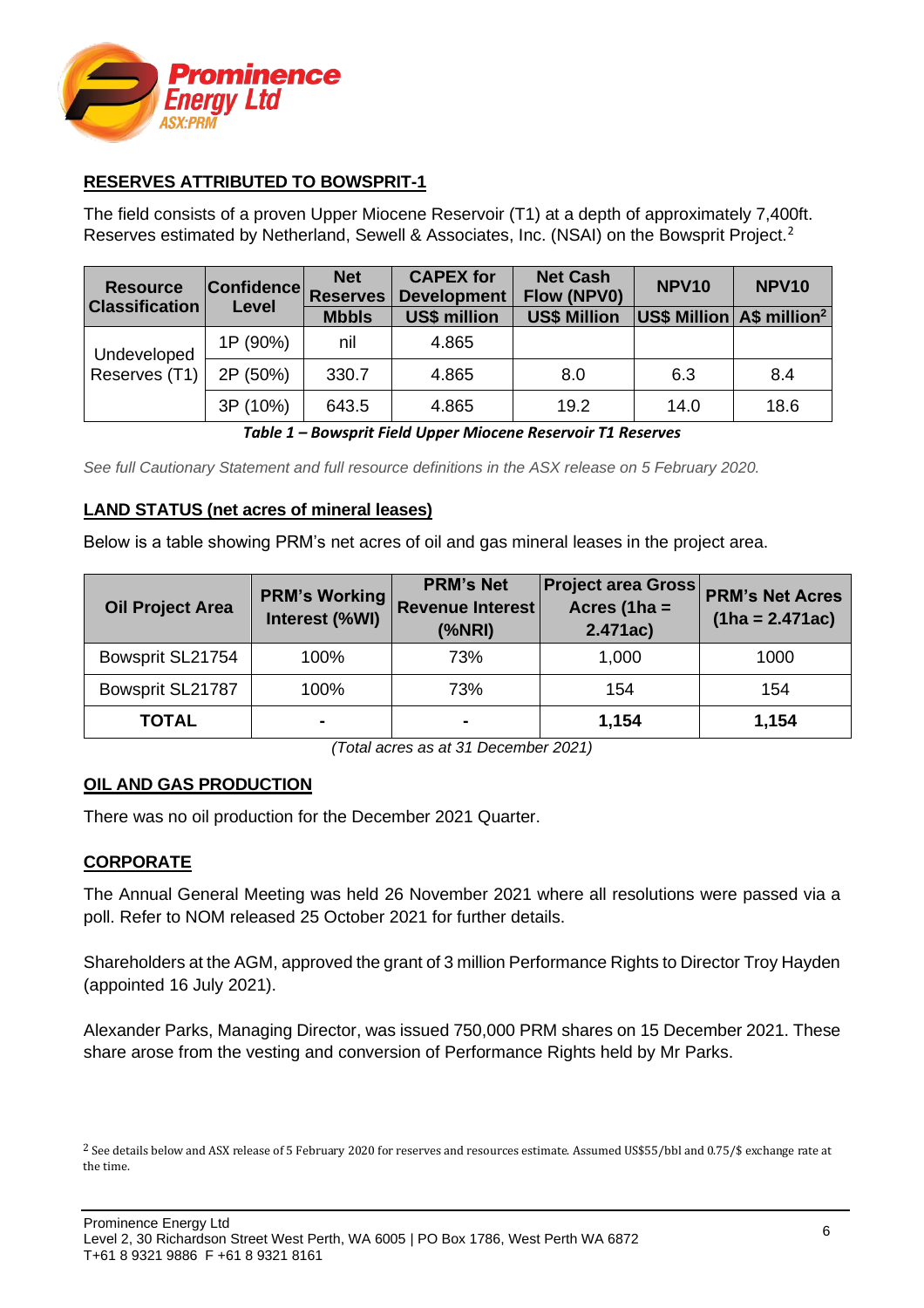## RESERVES ATTRIBUTED TO BOWSPRIT-1

The field consists of a proven Upper Miocene Reservoir (T1) at a depth of approximately 7,400ft. Reserves estimated by Netherland, Sewell & Associates, Inc. (NSAI) on the Bowsprit Project.[2]

| Resource Classification | Confidence Level | Net Reserves | CAPEX for Development | Net Cash Flow (NPV0) | NPV10 | NPV10 |
|---|---|---|---|---|---|---|
| | | Mbbls | US$ million | US$ Million | US$ Million | A$ million[2] |
| Undeveloped Reserves (T1) | 1P (90%) | nil | 4.865 | | | |
| | 2P (50%) | 330.7 | 4.865 | 8.0 | 6.3 | 8.4 |
| | 3P (10%) | 643.5 | 4.865 | 19.2 | 14.0 | 18.6 |

***Table 1 – Bowsprit Field Upper Miocene Reservoir T1 Reserves***

*See full Cautionary Statement and full resource definitions in the ASX release on 5 February 2020.*

## LAND STATUS (net acres of mineral leases)

Below is a table showing PRM's net acres of oil and gas mineral leases in the project area.

| Oil Project Area | PRM's Working Interest (%WI) | PRM's Net Revenue Interest (%NRI) | Project area Gross Acres (1ha = 2.471ac) | PRM's Net Acres (1ha = 2.471ac) |
|---|---|---|---|---|
| Bowsprit SL21754 | 100% | 73% | 1,000 | 1000 |
| Bowsprit SL21787 | 100% | 73% | 154 | 154 |
| **TOTAL** | - | - | **1,154** | **1,154** |

*(Total acres as at 31 December 2021)*

## OIL AND GAS PRODUCTION

There was no oil production for the December 2021 Quarter.

## CORPORATE

The Annual General Meeting was held 26 November 2021 where all resolutions were passed via a poll. Refer to NOM released 25 October 2021 for further details.

Shareholders at the AGM, approved the grant of 3 million Performance Rights to Director Troy Hayden (appointed 16 July 2021).

Alexander Parks, Managing Director, was issued 750,000 PRM shares on 15 December 2021. These share arose from the vesting and conversion of Performance Rights held by Mr Parks.

[2] See details below and ASX release of 5 February 2020 for reserves and resources estimate. Assumed US$55/bbl and 0.75/$ exchange rate at the time.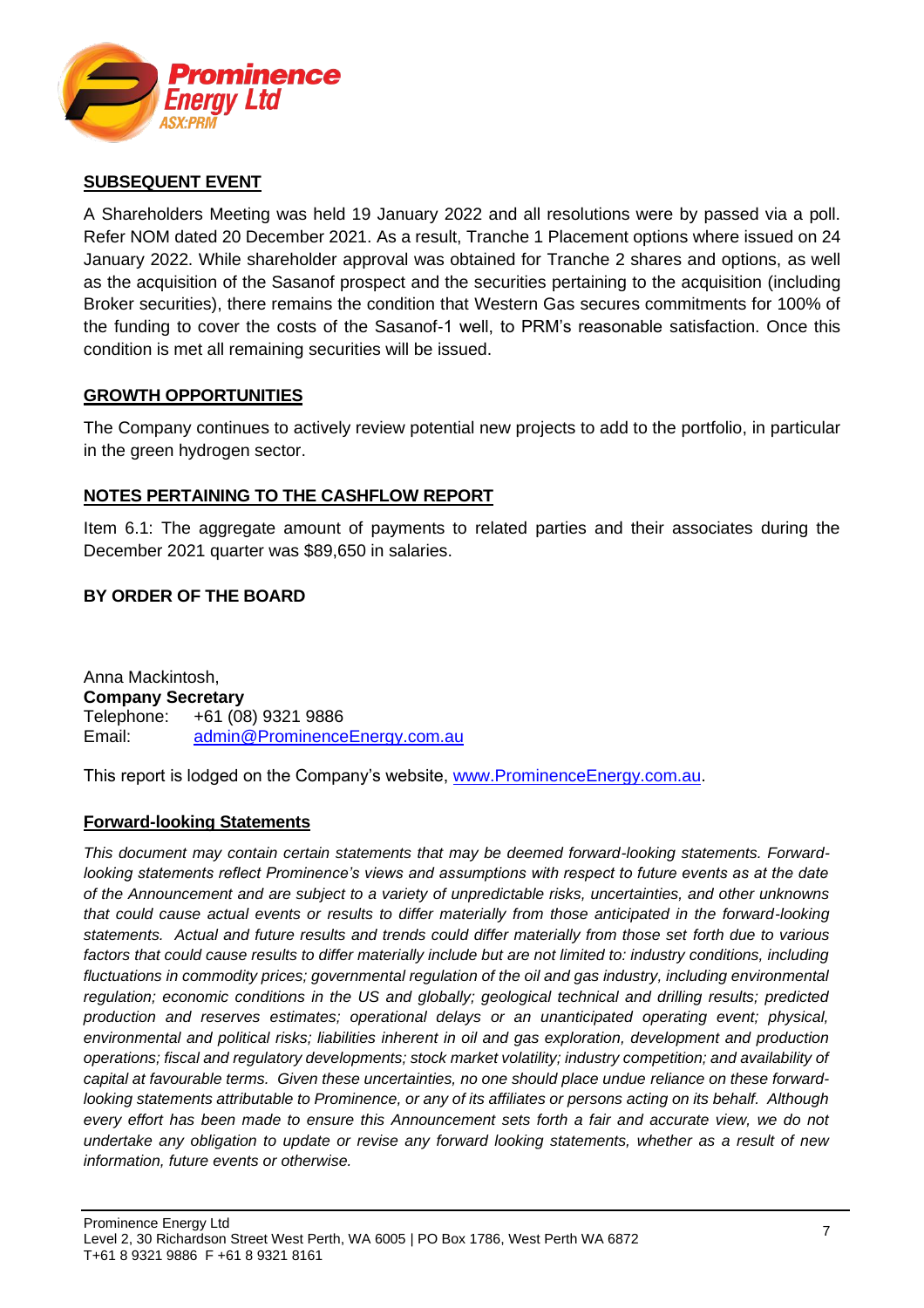## SUBSEQUENT EVENT

A Shareholders Meeting was held 19 January 2022 and all resolutions were by passed via a poll. Refer NOM dated 20 December 2021. As a result, Tranche 1 Placement options where issued on 24 January 2022. While shareholder approval was obtained for Tranche 2 shares and options, as well as the acquisition of the Sasanof prospect and the securities pertaining to the acquisition (including Broker securities), there remains the condition that Western Gas secures commitments for 100% of the funding to cover the costs of the Sasanof-1 well, to PRM's reasonable satisfaction. Once this condition is met all remaining securities will be issued.

## GROWTH OPPORTUNITIES

The Company continues to actively review potential new projects to add to the portfolio, in particular in the green hydrogen sector.

## NOTES PERTAINING TO THE CASHFLOW REPORT

Item 6.1: The aggregate amount of payments to related parties and their associates during the December 2021 quarter was $89,650 in salaries.

**BY ORDER OF THE BOARD**

Anna Mackintosh,
**Company Secretary**
Telephone: +61 (08) 9321 9886
Email: admin@ProminenceEnergy.com.au

This report is lodged on the Company's website, www.ProminenceEnergy.com.au.

## Forward-looking Statements

*This document may contain certain statements that may be deemed forward-looking statements. Forward-looking statements reflect Prominence's views and assumptions with respect to future events as at the date of the Announcement and are subject to a variety of unpredictable risks, uncertainties, and other unknowns that could cause actual events or results to differ materially from those anticipated in the forward-looking statements. Actual and future results and trends could differ materially from those set forth due to various factors that could cause results to differ materially include but are not limited to: industry conditions, including fluctuations in commodity prices; governmental regulation of the oil and gas industry, including environmental regulation; economic conditions in the US and globally; geological technical and drilling results; predicted production and reserves estimates; operational delays or an unanticipated operating event; physical, environmental and political risks; liabilities inherent in oil and gas exploration, development and production operations; fiscal and regulatory developments; stock market volatility; industry competition; and availability of capital at favourable terms. Given these uncertainties, no one should place undue reliance on these forward-looking statements attributable to Prominence, or any of its affiliates or persons acting on its behalf. Although every effort has been made to ensure this Announcement sets forth a fair and accurate view, we do not undertake any obligation to update or revise any forward looking statements, whether as a result of new information, future events or otherwise.*

Prominence Energy Ltd
Level 2, 30 Richardson Street West Perth, WA 6005 | PO Box 1786, West Perth WA 6872
T+61 8 9321 9886 F +61 8 9321 8161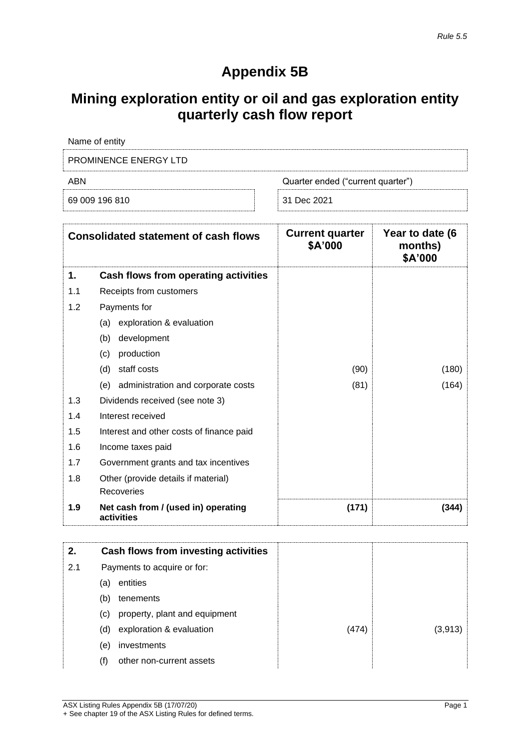*Rule 5.5*

# Appendix 5B

## Mining exploration entity or oil and gas exploration entity quarterly cash flow report

| Name of entity | |
|---|---|
| PROMINENCE ENERGY LTD | |
| **ABN** | **Quarter ended ("current quarter")** |
| 69 009 196 810 | 31 Dec 2021 |

| | Consolidated statement of cash flows | Current quarter $A'000 | Year to date (6 months) $A'000 |
|---|---|---|---|
| **1.** | **Cash flows from operating activities** | | |
| 1.1 | Receipts from customers | | |
| 1.2 | Payments for | | |
| | (a) exploration & evaluation | | |
| | (b) development | | |
| | (c) production | | |
| | (d) staff costs | (90) | (180) |
| | (e) administration and corporate costs | (81) | (164) |
| 1.3 | Dividends received (see note 3) | | |
| 1.4 | Interest received | | |
| 1.5 | Interest and other costs of finance paid | | |
| 1.6 | Income taxes paid | | |
| 1.7 | Government grants and tax incentives | | |
| 1.8 | Other (provide details if material) Recoveries | | |
| **1.9** | **Net cash from / (used in) operating activities** | **(171)** | **(344)** |

| | | | |
|---|---|---|---|
| **2.** | **Cash flows from investing activities** | | |
| 2.1 | Payments to acquire or for: | | |
| | (a) entities | | |
| | (b) tenements | | |
| | (c) property, plant and equipment | | |
| | (d) exploration & evaluation | (474) | (3,913) |
| | (e) investments | | |
| | (f) other non-current assets | | |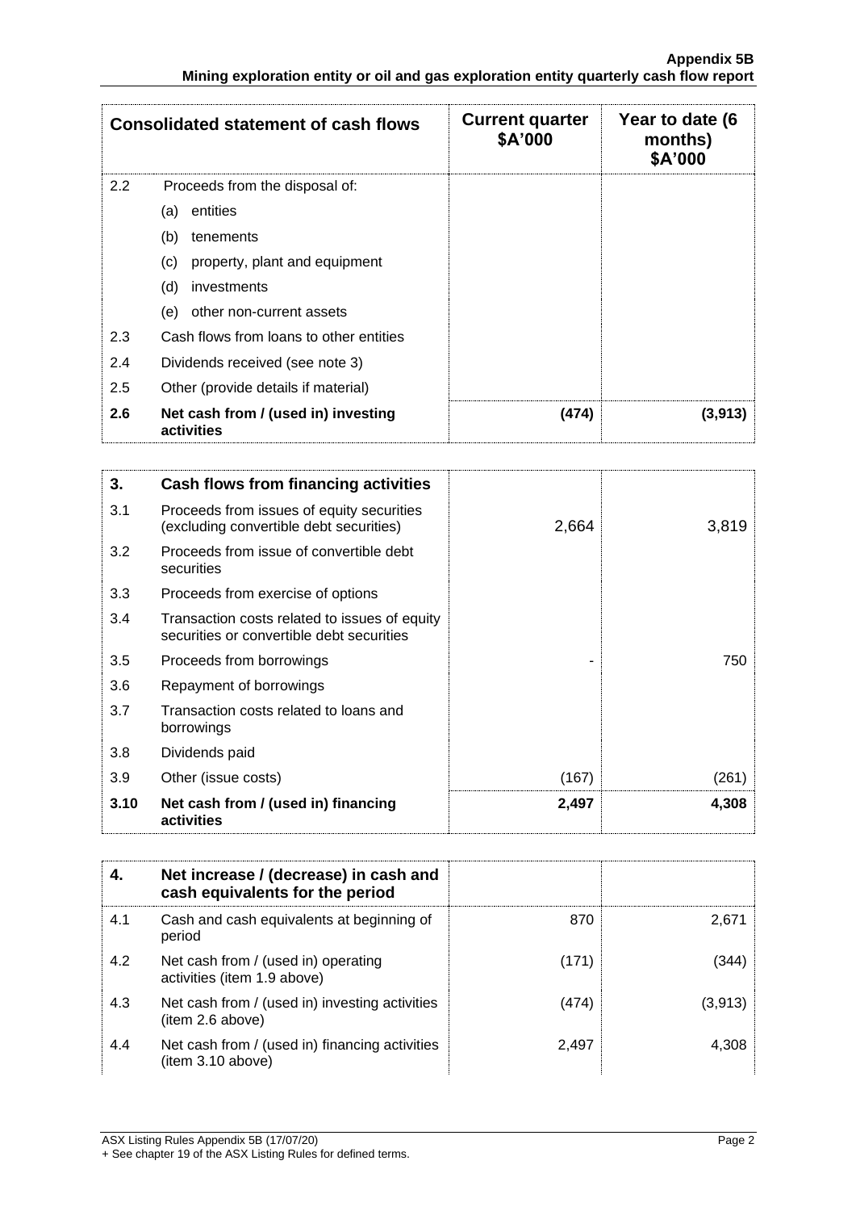| Consolidated statement of cash flows | | Current quarter $A'000 | Year to date (6 months) $A'000 |
|---|---|---|---|
| 2.2 | Proceeds from the disposal of: | | |
| | (a) entities | | |
| | (b) tenements | | |
| | (c) property, plant and equipment | | |
| | (d) investments | | |
| | (e) other non-current assets | | |
| 2.3 | Cash flows from loans to other entities | | |
| 2.4 | Dividends received (see note 3) | | |
| 2.5 | Other (provide details if material) | | |
| **2.6** | **Net cash from / (used in) investing activities** | **(474)** | **(3,913)** |

| **3.** | **Cash flows from financing activities** | | |
|---|---|---|---|
| 3.1 | Proceeds from issues of equity securities (excluding convertible debt securities) | 2,664 | 3,819 |
| 3.2 | Proceeds from issue of convertible debt securities | | |
| 3.3 | Proceeds from exercise of options | | |
| 3.4 | Transaction costs related to issues of equity securities or convertible debt securities | | |
| 3.5 | Proceeds from borrowings | - | 750 |
| 3.6 | Repayment of borrowings | | |
| 3.7 | Transaction costs related to loans and borrowings | | |
| 3.8 | Dividends paid | | |
| 3.9 | Other (issue costs) | (167) | (261) |
| **3.10** | **Net cash from / (used in) financing activities** | **2,497** | **4,308** |

| **4.** | **Net increase / (decrease) in cash and cash equivalents for the period** | | |
|---|---|---|---|
| 4.1 | Cash and cash equivalents at beginning of period | 870 | 2,671 |
| 4.2 | Net cash from / (used in) operating activities (item 1.9 above) | (171) | (344) |
| 4.3 | Net cash from / (used in) investing activities (item 2.6 above) | (474) | (3,913) |
| 4.4 | Net cash from / (used in) financing activities (item 3.10 above) | 2,497 | 4,308 |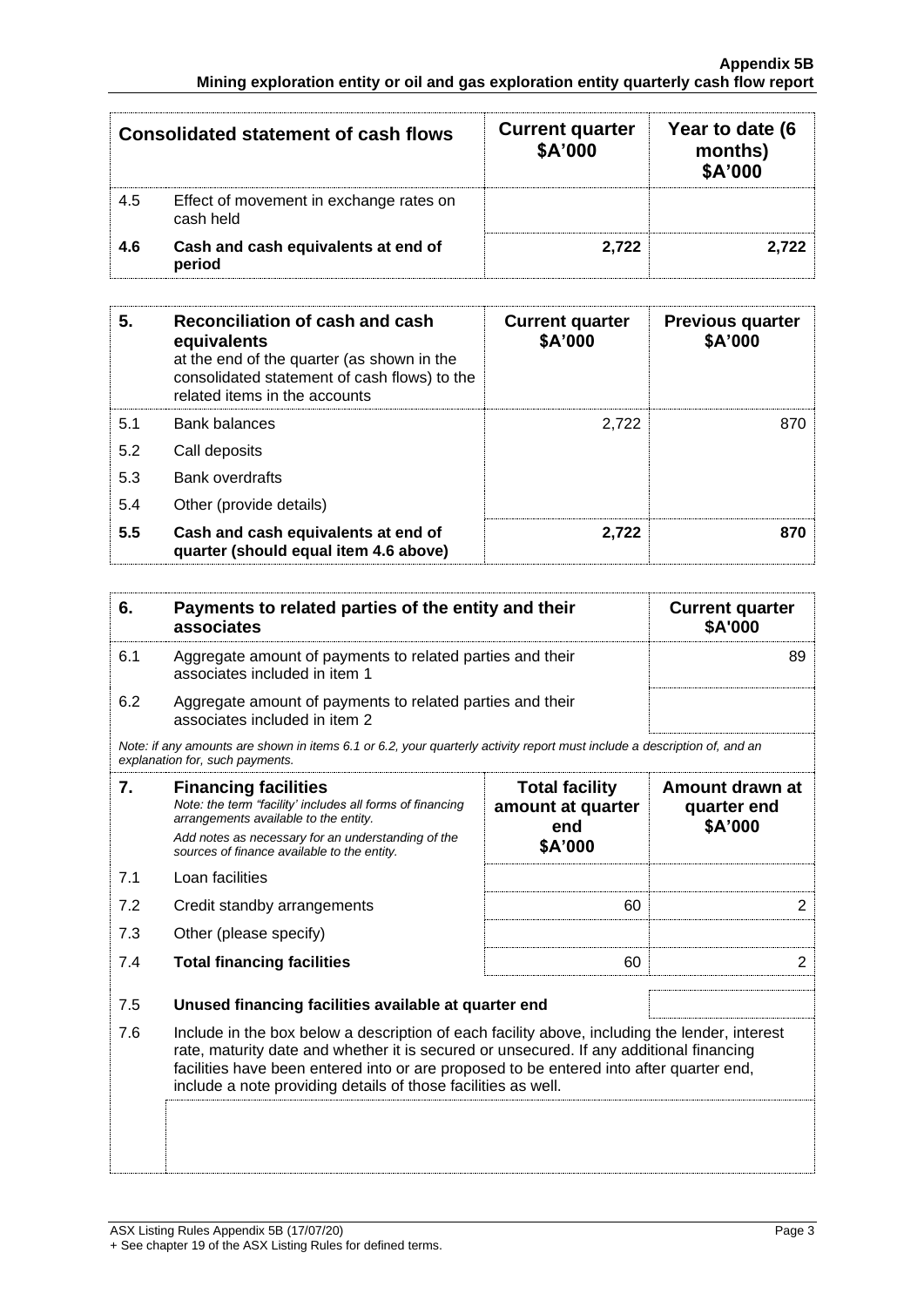| Consolidated statement of cash flows | | Current quarter $A'000 | Year to date (6 months) $A'000 |
|---|---|---|---|
| 4.5 | Effect of movement in exchange rates on cash held | | |
| **4.6** | **Cash and cash equivalents at end of period** | **2,722** | **2,722** |

| **5.** | **Reconciliation of cash and cash equivalents** at the end of the quarter (as shown in the consolidated statement of cash flows) to the related items in the accounts | **Current quarter $A'000** | **Previous quarter $A'000** |
|---|---|---|---|
| 5.1 | Bank balances | 2,722 | 870 |
| 5.2 | Call deposits | | |
| 5.3 | Bank overdrafts | | |
| 5.4 | Other (provide details) | | |
| **5.5** | **Cash and cash equivalents at end of quarter (should equal item 4.6 above)** | **2,722** | **870** |

| **6.** | **Payments to related parties of the entity and their associates** | **Current quarter $A'000** |
|---|---|---|
| 6.1 | Aggregate amount of payments to related parties and their associates included in item 1 | 89 |
| 6.2 | Aggregate amount of payments to related parties and their associates included in item 2 | |

*Note: if any amounts are shown in items 6.1 or 6.2, your quarterly activity report must include a description of, and an explanation for, such payments.*

| **7.** | **Financing facilities** *Note: the term "facility' includes all forms of financing arrangements available to the entity.* *Add notes as necessary for an understanding of the sources of finance available to the entity.* | **Total facility amount at quarter end $A'000** | **Amount drawn at quarter end $A'000** |
|---|---|---|---|
| 7.1 | Loan facilities | | |
| 7.2 | Credit standby arrangements | 60 | 2 |
| 7.3 | Other (please specify) | | |
| 7.4 | **Total financing facilities** | 60 | 2 |
| 7.5 | **Unused financing facilities available at quarter end** | | |

7.6 Include in the box below a description of each facility above, including the lender, interest rate, maturity date and whether it is secured or unsecured. If any additional financing facilities have been entered into or are proposed to be entered into after quarter end, include a note providing details of those facilities as well.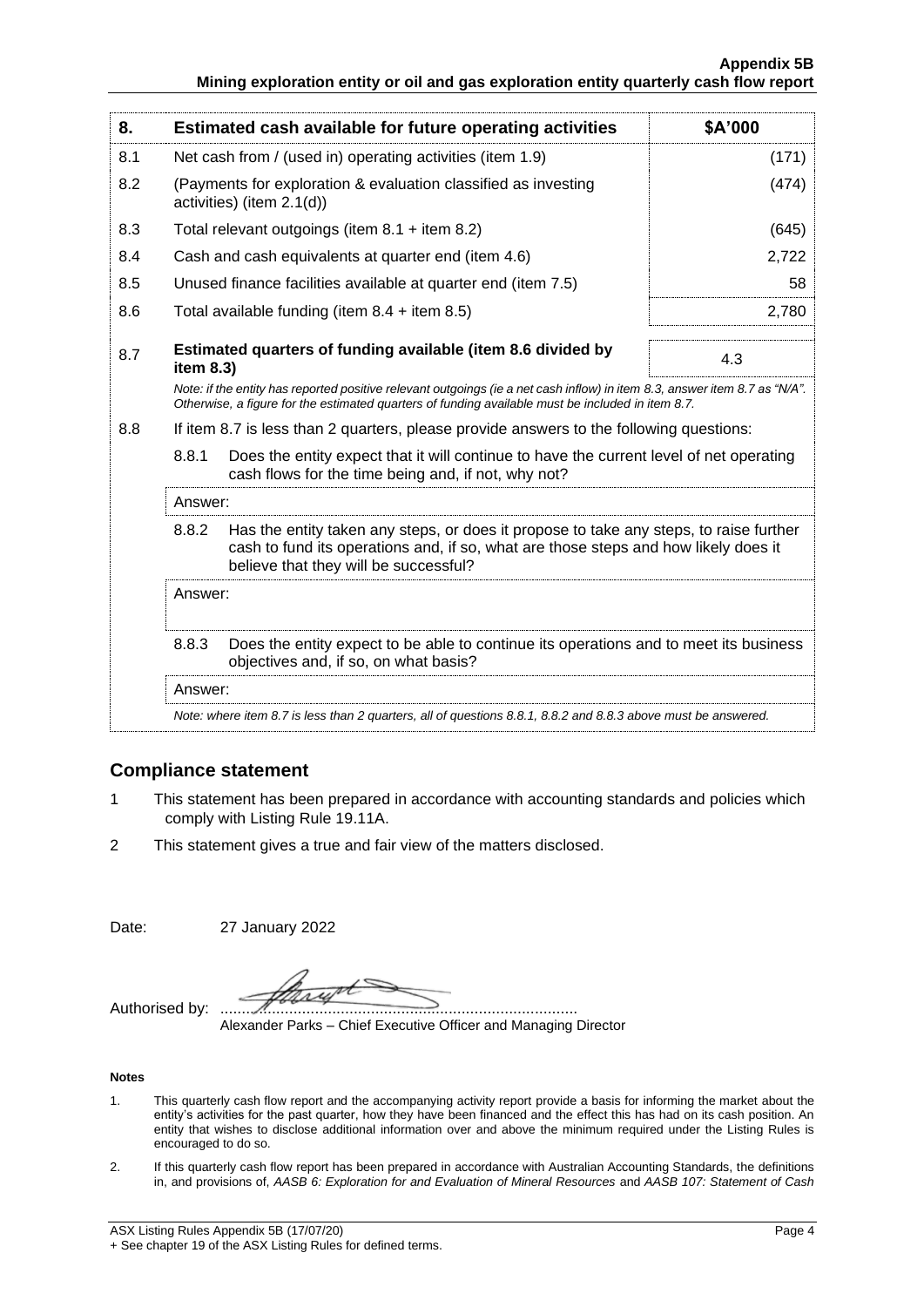| 8. | Estimated cash available for future operating activities | $A'000 |
|---|---|---|
| 8.1 | Net cash from / (used in) operating activities (item 1.9) | (171) |
| 8.2 | (Payments for exploration & evaluation classified as investing activities) (item 2.1(d)) | (474) |
| 8.3 | Total relevant outgoings (item 8.1 + item 8.2) | (645) |
| 8.4 | Cash and cash equivalents at quarter end (item 4.6) | 2,722 |
| 8.5 | Unused finance facilities available at quarter end (item 7.5) | 58 |
| 8.6 | Total available funding (item 8.4 + item 8.5) | 2,780 |
| 8.7 | **Estimated quarters of funding available (item 8.6 divided by item 8.3)** | 4.3 |

*Note: if the entity has reported positive relevant outgoings (ie a net cash inflow) in item 8.3, answer item 8.7 as "N/A". Otherwise, a figure for the estimated quarters of funding available must be included in item 8.7.*

8.8 If item 8.7 is less than 2 quarters, please provide answers to the following questions:

8.8.1 Does the entity expect that it will continue to have the current level of net operating cash flows for the time being and, if not, why not?

Answer:

8.8.2 Has the entity taken any steps, or does it propose to take any steps, to raise further cash to fund its operations and, if so, what are those steps and how likely does it believe that they will be successful?

Answer:

8.8.3 Does the entity expect to be able to continue its operations and to meet its business objectives and, if so, on what basis?

Answer:

*Note: where item 8.7 is less than 2 quarters, all of questions 8.8.1, 8.8.2 and 8.8.3 above must be answered.*

## Compliance statement

1. This statement has been prepared in accordance with accounting standards and policies which comply with Listing Rule 19.11A.
2. This statement gives a true and fair view of the matters disclosed.

Date: 27 January 2022

Authorised by: ..............................................................................
Alexander Parks – Chief Executive Officer and Managing Director

**Notes**

1. This quarterly cash flow report and the accompanying activity report provide a basis for informing the market about the entity's activities for the past quarter, how they have been financed and the effect this has had on its cash position. An entity that wishes to disclose additional information over and above the minimum required under the Listing Rules is encouraged to do so.
2. If this quarterly cash flow report has been prepared in accordance with Australian Accounting Standards, the definitions in, and provisions of, *AASB 6: Exploration for and Evaluation of Mineral Resources* and *AASB 107: Statement of Cash*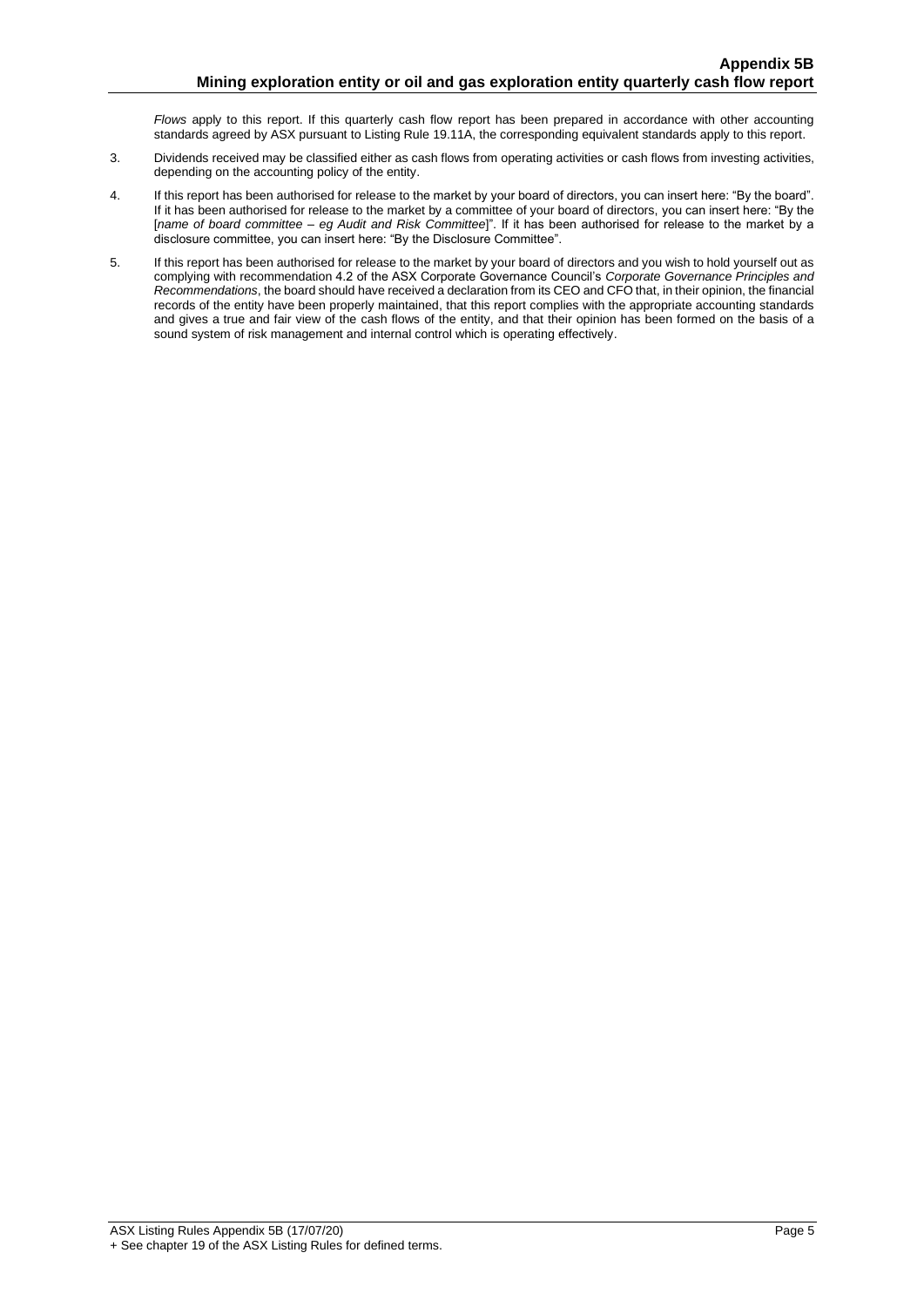*Flows* apply to this report. If this quarterly cash flow report has been prepared in accordance with other accounting standards agreed by ASX pursuant to Listing Rule 19.11A, the corresponding equivalent standards apply to this report.

3. Dividends received may be classified either as cash flows from operating activities or cash flows from investing activities, depending on the accounting policy of the entity.

4. If this report has been authorised for release to the market by your board of directors, you can insert here: "By the board". If it has been authorised for release to the market by a committee of your board of directors, you can insert here: "By the [*name of board committee – eg Audit and Risk Committee*]". If it has been authorised for release to the market by a disclosure committee, you can insert here: "By the Disclosure Committee".

5. If this report has been authorised for release to the market by your board of directors and you wish to hold yourself out as complying with recommendation 4.2 of the ASX Corporate Governance Council's *Corporate Governance Principles and Recommendations*, the board should have received a declaration from its CEO and CFO that, in their opinion, the financial records of the entity have been properly maintained, that this report complies with the appropriate accounting standards and gives a true and fair view of the cash flows of the entity, and that their opinion has been formed on the basis of a sound system of risk management and internal control which is operating effectively.